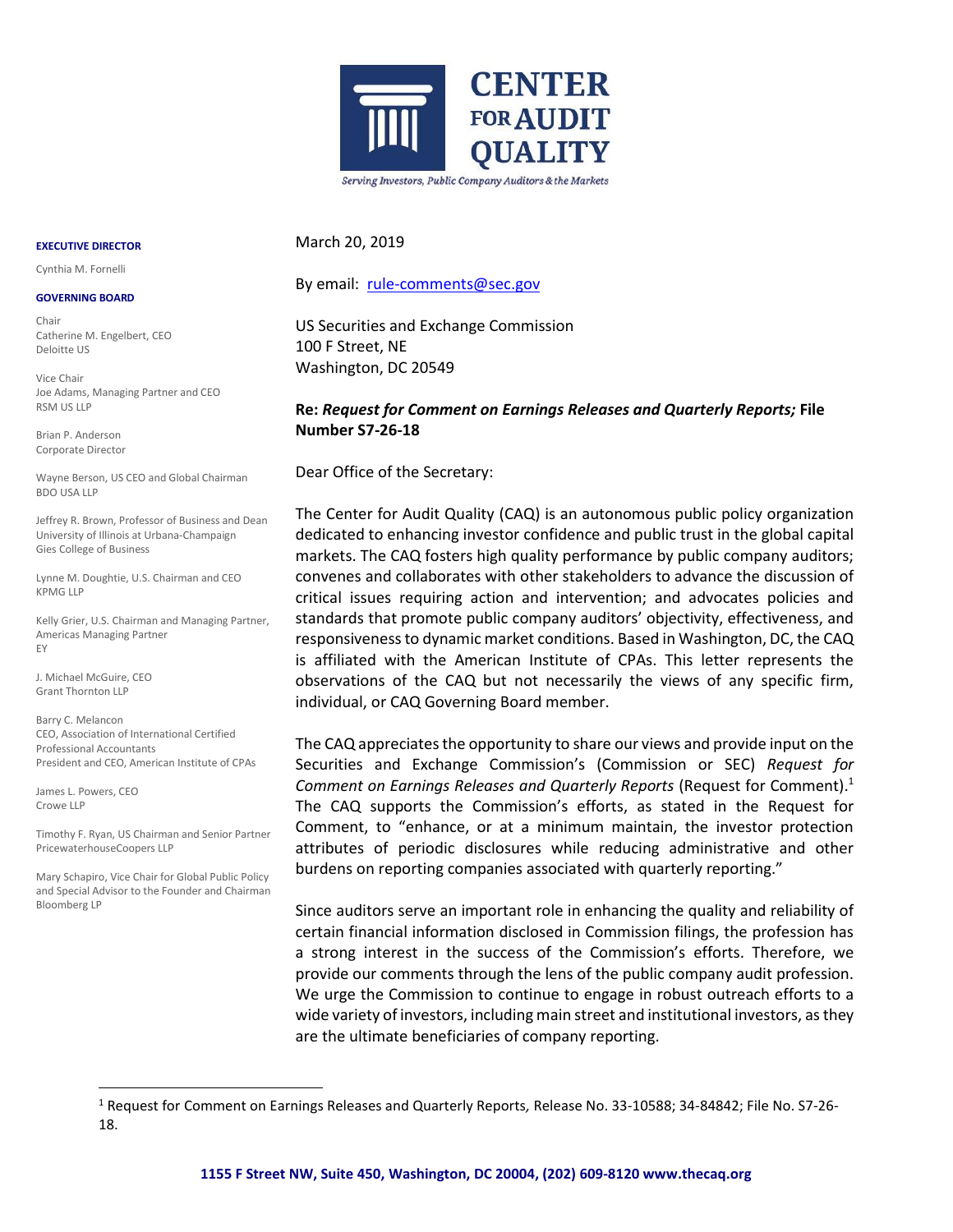# CENTER FOR AUDIT QUALITY

*Serving Investors, Public Company Auditors & the Markets*

**EXECUTIVE DIRECTOR**

Cynthia M. Fornelli

**GOVERNING BOARD**

Chair
Catherine M. Engelbert, CEO
Deloitte US

Vice Chair
Joe Adams, Managing Partner and CEO
RSM US LLP

Brian P. Anderson
Corporate Director

Wayne Berson, US CEO and Global Chairman
BDO USA LLP

Jeffrey R. Brown, Professor of Business and Dean
University of Illinois at Urbana-Champaign
Gies College of Business

Lynne M. Doughtie, U.S. Chairman and CEO
KPMG LLP

Kelly Grier, U.S. Chairman and Managing Partner,
Americas Managing Partner
EY

J. Michael McGuire, CEO
Grant Thornton LLP

Barry C. Melancon
CEO, Association of International Certified Professional Accountants
President and CEO, American Institute of CPAs

James L. Powers, CEO
Crowe LLP

Timothy F. Ryan, US Chairman and Senior Partner
PricewaterhouseCoopers LLP

Mary Schapiro, Vice Chair for Global Public Policy and Special Advisor to the Founder and Chairman
Bloomberg LP

March 20, 2019

By email: rule-comments@sec.gov

US Securities and Exchange Commission
100 F Street, NE
Washington, DC 20549

**Re: *Request for Comment on Earnings Releases and Quarterly Reports;* File Number S7-26-18**

Dear Office of the Secretary:

The Center for Audit Quality (CAQ) is an autonomous public policy organization dedicated to enhancing investor confidence and public trust in the global capital markets. The CAQ fosters high quality performance by public company auditors; convenes and collaborates with other stakeholders to advance the discussion of critical issues requiring action and intervention; and advocates policies and standards that promote public company auditors' objectivity, effectiveness, and responsiveness to dynamic market conditions. Based in Washington, DC, the CAQ is affiliated with the American Institute of CPAs. This letter represents the observations of the CAQ but not necessarily the views of any specific firm, individual, or CAQ Governing Board member.

The CAQ appreciates the opportunity to share our views and provide input on the Securities and Exchange Commission's (Commission or SEC) *Request for Comment on Earnings Releases and Quarterly Reports* (Request for Comment).[1] The CAQ supports the Commission's efforts, as stated in the Request for Comment, to "enhance, or at a minimum maintain, the investor protection attributes of periodic disclosures while reducing administrative and other burdens on reporting companies associated with quarterly reporting."

Since auditors serve an important role in enhancing the quality and reliability of certain financial information disclosed in Commission filings, the profession has a strong interest in the success of the Commission's efforts. Therefore, we provide our comments through the lens of the public company audit profession. We urge the Commission to continue to engage in robust outreach efforts to a wide variety of investors, including main street and institutional investors, as they are the ultimate beneficiaries of company reporting.

[1] Request for Comment on Earnings Releases and Quarterly Reports, Release No. 33-10588; 34-84842; File No. S7-26-18.

1155 F Street NW, Suite 450, Washington, DC 20004, (202) 609-8120 www.thecaq.org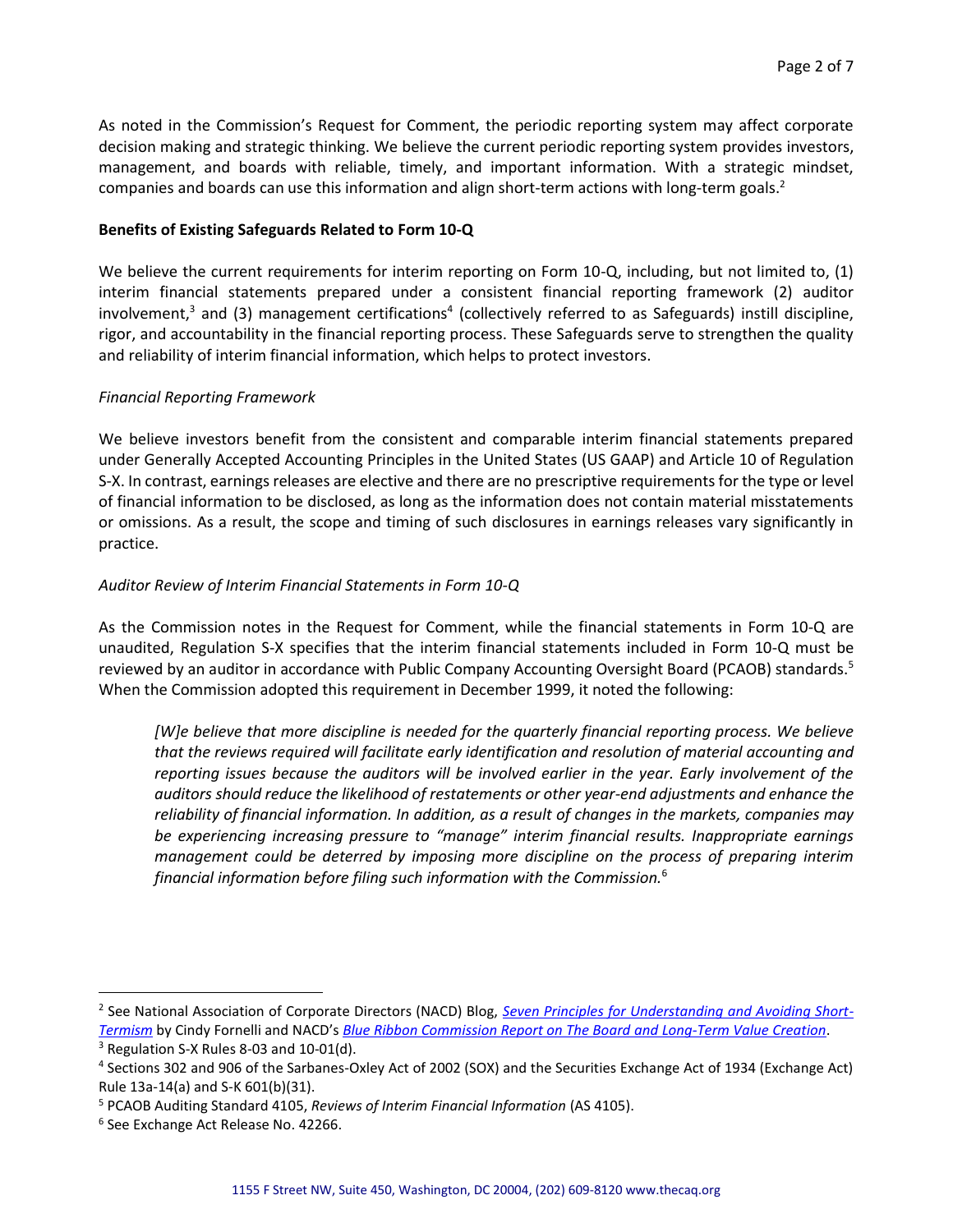As noted in the Commission's Request for Comment, the periodic reporting system may affect corporate decision making and strategic thinking. We believe the current periodic reporting system provides investors, management, and boards with reliable, timely, and important information. With a strategic mindset, companies and boards can use this information and align short-term actions with long-term goals.[2]

**Benefits of Existing Safeguards Related to Form 10-Q**

We believe the current requirements for interim reporting on Form 10-Q, including, but not limited to, (1) interim financial statements prepared under a consistent financial reporting framework (2) auditor involvement,[3] and (3) management certifications[4] (collectively referred to as Safeguards) instill discipline, rigor, and accountability in the financial reporting process. These Safeguards serve to strengthen the quality and reliability of interim financial information, which helps to protect investors.

*Financial Reporting Framework*

We believe investors benefit from the consistent and comparable interim financial statements prepared under Generally Accepted Accounting Principles in the United States (US GAAP) and Article 10 of Regulation S-X. In contrast, earnings releases are elective and there are no prescriptive requirements for the type or level of financial information to be disclosed, as long as the information does not contain material misstatements or omissions. As a result, the scope and timing of such disclosures in earnings releases vary significantly in practice.

*Auditor Review of Interim Financial Statements in Form 10-Q*

As the Commission notes in the Request for Comment, while the financial statements in Form 10-Q are unaudited, Regulation S-X specifies that the interim financial statements included in Form 10-Q must be reviewed by an auditor in accordance with Public Company Accounting Oversight Board (PCAOB) standards.[5] When the Commission adopted this requirement in December 1999, it noted the following:

> *[W]e believe that more discipline is needed for the quarterly financial reporting process. We believe that the reviews required will facilitate early identification and resolution of material accounting and reporting issues because the auditors will be involved earlier in the year. Early involvement of the auditors should reduce the likelihood of restatements or other year-end adjustments and enhance the reliability of financial information. In addition, as a result of changes in the markets, companies may be experiencing increasing pressure to "manage" interim financial results. Inappropriate earnings management could be deterred by imposing more discipline on the process of preparing interim financial information before filing such information with the Commission.*[6]

---

[2] See National Association of Corporate Directors (NACD) Blog, *Seven Principles for Understanding and Avoiding Short-Termism* by Cindy Fornelli and NACD's *Blue Ribbon Commission Report on The Board and Long-Term Value Creation*.

[3] Regulation S-X Rules 8-03 and 10-01(d).

[4] Sections 302 and 906 of the Sarbanes-Oxley Act of 2002 (SOX) and the Securities Exchange Act of 1934 (Exchange Act) Rule 13a-14(a) and S-K 601(b)(31).

[5] PCAOB Auditing Standard 4105, *Reviews of Interim Financial Information* (AS 4105).

[6] See Exchange Act Release No. 42266.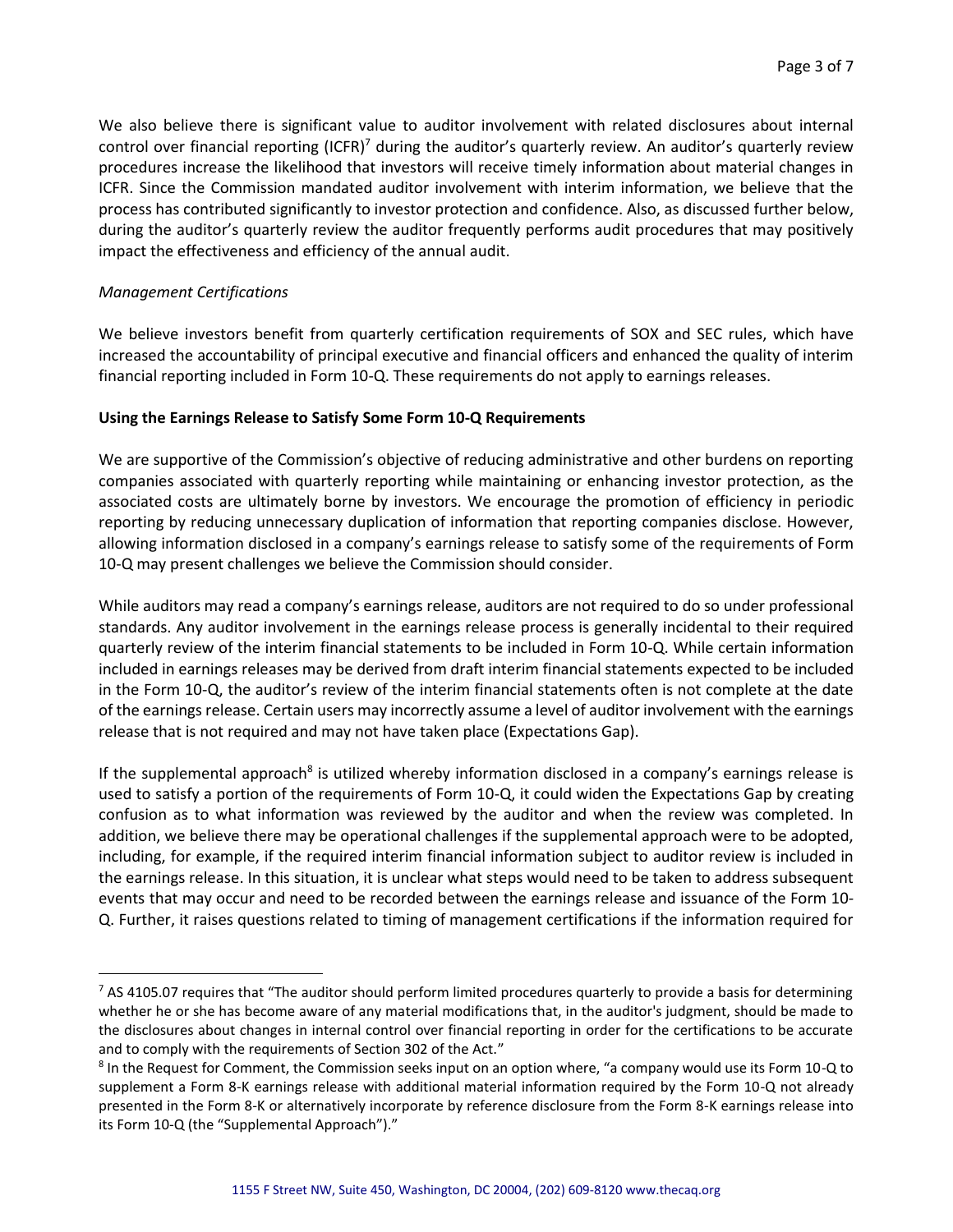We also believe there is significant value to auditor involvement with related disclosures about internal control over financial reporting (ICFR)[7] during the auditor's quarterly review. An auditor's quarterly review procedures increase the likelihood that investors will receive timely information about material changes in ICFR. Since the Commission mandated auditor involvement with interim information, we believe that the process has contributed significantly to investor protection and confidence. Also, as discussed further below, during the auditor's quarterly review the auditor frequently performs audit procedures that may positively impact the effectiveness and efficiency of the annual audit.

*Management Certifications*

We believe investors benefit from quarterly certification requirements of SOX and SEC rules, which have increased the accountability of principal executive and financial officers and enhanced the quality of interim financial reporting included in Form 10-Q. These requirements do not apply to earnings releases.

**Using the Earnings Release to Satisfy Some Form 10-Q Requirements**

We are supportive of the Commission's objective of reducing administrative and other burdens on reporting companies associated with quarterly reporting while maintaining or enhancing investor protection, as the associated costs are ultimately borne by investors. We encourage the promotion of efficiency in periodic reporting by reducing unnecessary duplication of information that reporting companies disclose. However, allowing information disclosed in a company's earnings release to satisfy some of the requirements of Form 10-Q may present challenges we believe the Commission should consider.

While auditors may read a company's earnings release, auditors are not required to do so under professional standards. Any auditor involvement in the earnings release process is generally incidental to their required quarterly review of the interim financial statements to be included in Form 10-Q. While certain information included in earnings releases may be derived from draft interim financial statements expected to be included in the Form 10-Q, the auditor's review of the interim financial statements often is not complete at the date of the earnings release. Certain users may incorrectly assume a level of auditor involvement with the earnings release that is not required and may not have taken place (Expectations Gap).

If the supplemental approach[8] is utilized whereby information disclosed in a company's earnings release is used to satisfy a portion of the requirements of Form 10-Q, it could widen the Expectations Gap by creating confusion as to what information was reviewed by the auditor and when the review was completed. In addition, we believe there may be operational challenges if the supplemental approach were to be adopted, including, for example, if the required interim financial information subject to auditor review is included in the earnings release. In this situation, it is unclear what steps would need to be taken to address subsequent events that may occur and need to be recorded between the earnings release and issuance of the Form 10-Q. Further, it raises questions related to timing of management certifications if the information required for

[7] AS 4105.07 requires that "The auditor should perform limited procedures quarterly to provide a basis for determining whether he or she has become aware of any material modifications that, in the auditor's judgment, should be made to the disclosures about changes in internal control over financial reporting in order for the certifications to be accurate and to comply with the requirements of Section 302 of the Act."

[8] In the Request for Comment, the Commission seeks input on an option where, "a company would use its Form 10-Q to supplement a Form 8-K earnings release with additional material information required by the Form 10-Q not already presented in the Form 8-K or alternatively incorporate by reference disclosure from the Form 8-K earnings release into its Form 10-Q (the "Supplemental Approach")."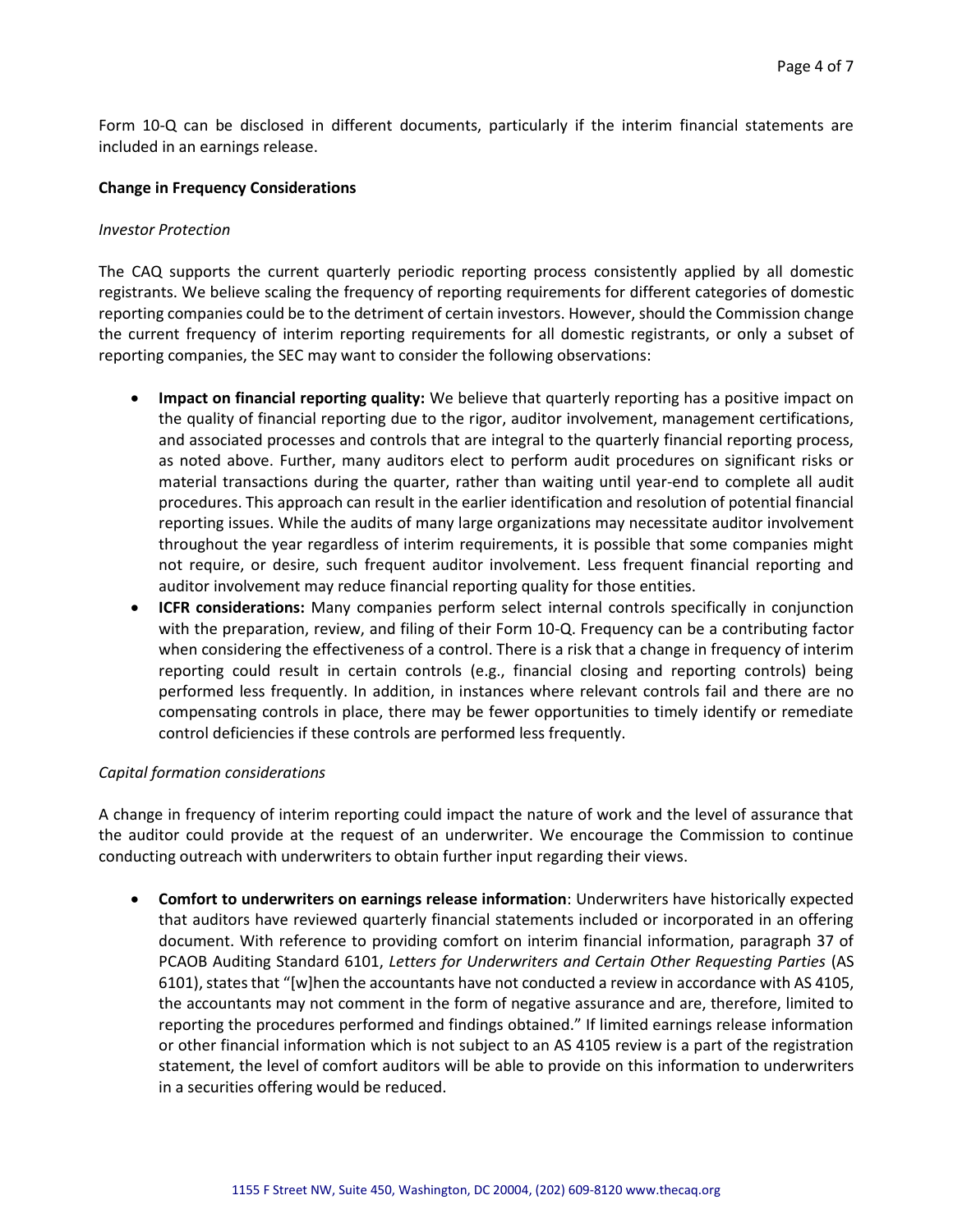Form 10-Q can be disclosed in different documents, particularly if the interim financial statements are included in an earnings release.

**Change in Frequency Considerations**

*Investor Protection*

The CAQ supports the current quarterly periodic reporting process consistently applied by all domestic registrants. We believe scaling the frequency of reporting requirements for different categories of domestic reporting companies could be to the detriment of certain investors. However, should the Commission change the current frequency of interim reporting requirements for all domestic registrants, or only a subset of reporting companies, the SEC may want to consider the following observations:

- **Impact on financial reporting quality:** We believe that quarterly reporting has a positive impact on the quality of financial reporting due to the rigor, auditor involvement, management certifications, and associated processes and controls that are integral to the quarterly financial reporting process, as noted above. Further, many auditors elect to perform audit procedures on significant risks or material transactions during the quarter, rather than waiting until year-end to complete all audit procedures. This approach can result in the earlier identification and resolution of potential financial reporting issues. While the audits of many large organizations may necessitate auditor involvement throughout the year regardless of interim requirements, it is possible that some companies might not require, or desire, such frequent auditor involvement. Less frequent financial reporting and auditor involvement may reduce financial reporting quality for those entities.
- **ICFR considerations:** Many companies perform select internal controls specifically in conjunction with the preparation, review, and filing of their Form 10-Q. Frequency can be a contributing factor when considering the effectiveness of a control. There is a risk that a change in frequency of interim reporting could result in certain controls (e.g., financial closing and reporting controls) being performed less frequently. In addition, in instances where relevant controls fail and there are no compensating controls in place, there may be fewer opportunities to timely identify or remediate control deficiencies if these controls are performed less frequently.

*Capital formation considerations*

A change in frequency of interim reporting could impact the nature of work and the level of assurance that the auditor could provide at the request of an underwriter. We encourage the Commission to continue conducting outreach with underwriters to obtain further input regarding their views.

- **Comfort to underwriters on earnings release information**: Underwriters have historically expected that auditors have reviewed quarterly financial statements included or incorporated in an offering document. With reference to providing comfort on interim financial information, paragraph 37 of PCAOB Auditing Standard 6101, *Letters for Underwriters and Certain Other Requesting Parties* (AS 6101), states that "[w]hen the accountants have not conducted a review in accordance with AS 4105, the accountants may not comment in the form of negative assurance and are, therefore, limited to reporting the procedures performed and findings obtained." If limited earnings release information or other financial information which is not subject to an AS 4105 review is a part of the registration statement, the level of comfort auditors will be able to provide on this information to underwriters in a securities offering would be reduced.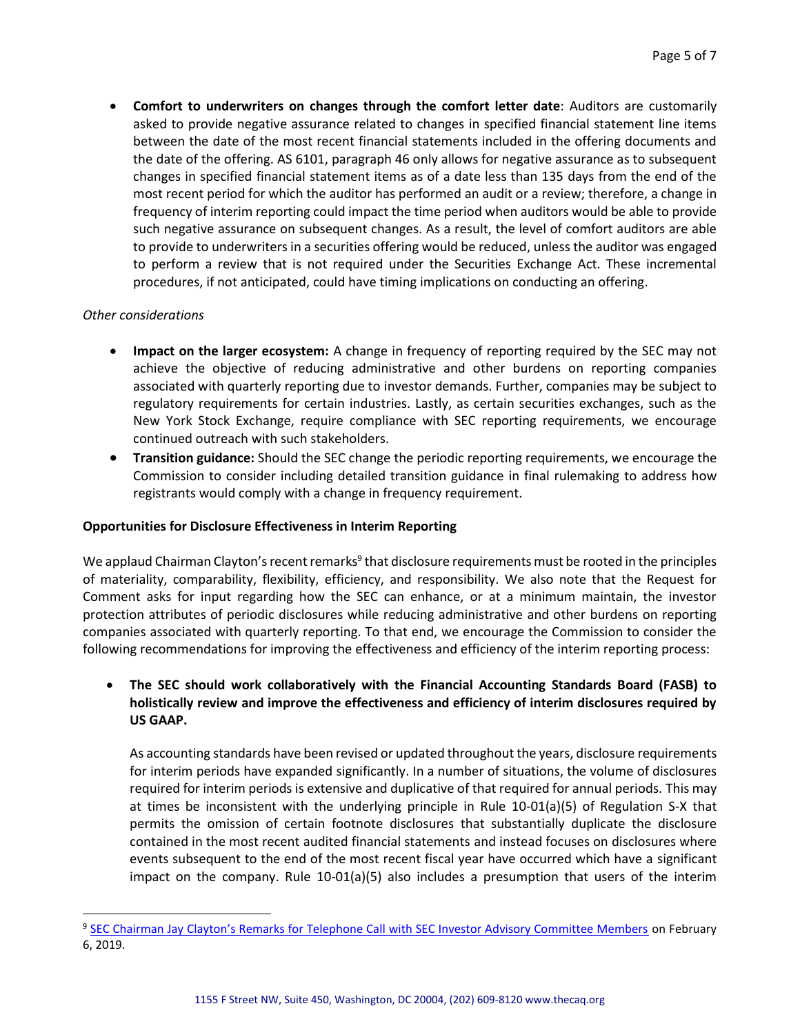- **Comfort to underwriters on changes through the comfort letter date**: Auditors are customarily asked to provide negative assurance related to changes in specified financial statement line items between the date of the most recent financial statements included in the offering documents and the date of the offering. AS 6101, paragraph 46 only allows for negative assurance as to subsequent changes in specified financial statement items as of a date less than 135 days from the end of the most recent period for which the auditor has performed an audit or a review; therefore, a change in frequency of interim reporting could impact the time period when auditors would be able to provide such negative assurance on subsequent changes. As a result, the level of comfort auditors are able to provide to underwriters in a securities offering would be reduced, unless the auditor was engaged to perform a review that is not required under the Securities Exchange Act. These incremental procedures, if not anticipated, could have timing implications on conducting an offering.

*Other considerations*

- **Impact on the larger ecosystem:** A change in frequency of reporting required by the SEC may not achieve the objective of reducing administrative and other burdens on reporting companies associated with quarterly reporting due to investor demands. Further, companies may be subject to regulatory requirements for certain industries. Lastly, as certain securities exchanges, such as the New York Stock Exchange, require compliance with SEC reporting requirements, we encourage continued outreach with such stakeholders.
- **Transition guidance:** Should the SEC change the periodic reporting requirements, we encourage the Commission to consider including detailed transition guidance in final rulemaking to address how registrants would comply with a change in frequency requirement.

**Opportunities for Disclosure Effectiveness in Interim Reporting**

We applaud Chairman Clayton's recent remarks[9] that disclosure requirements must be rooted in the principles of materiality, comparability, flexibility, efficiency, and responsibility. We also note that the Request for Comment asks for input regarding how the SEC can enhance, or at a minimum maintain, the investor protection attributes of periodic disclosures while reducing administrative and other burdens on reporting companies associated with quarterly reporting. To that end, we encourage the Commission to consider the following recommendations for improving the effectiveness and efficiency of the interim reporting process:

- **The SEC should work collaboratively with the Financial Accounting Standards Board (FASB) to holistically review and improve the effectiveness and efficiency of interim disclosures required by US GAAP.**

  As accounting standards have been revised or updated throughout the years, disclosure requirements for interim periods have expanded significantly. In a number of situations, the volume of disclosures required for interim periods is extensive and duplicative of that required for annual periods. This may at times be inconsistent with the underlying principle in Rule 10-01(a)(5) of Regulation S-X that permits the omission of certain footnote disclosures that substantially duplicate the disclosure contained in the most recent audited financial statements and instead focuses on disclosures where events subsequent to the end of the most recent fiscal year have occurred which have a significant impact on the company. Rule 10-01(a)(5) also includes a presumption that users of the interim

---

[9] SEC Chairman Jay Clayton's Remarks for Telephone Call with SEC Investor Advisory Committee Members on February 6, 2019.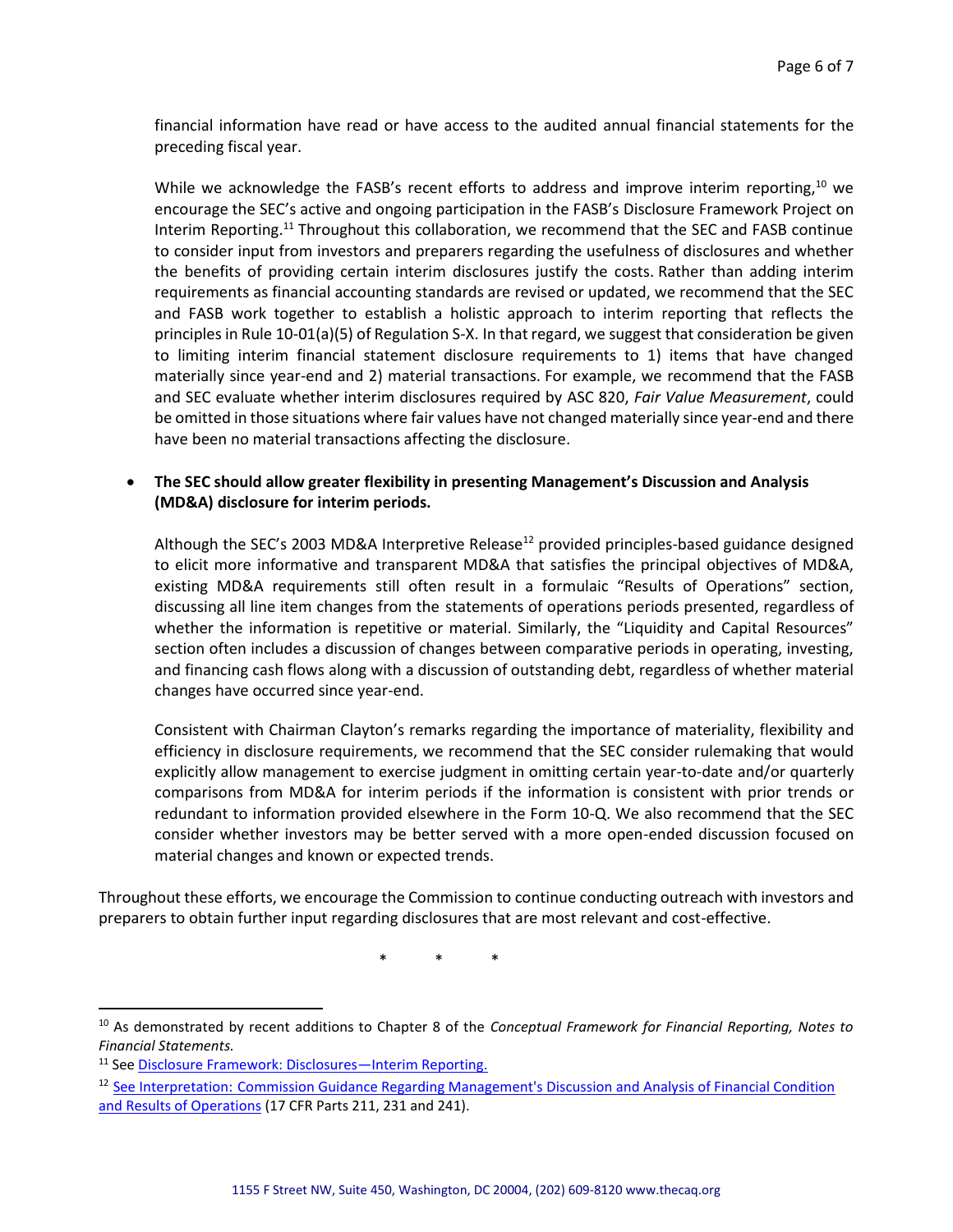financial information have read or have access to the audited annual financial statements for the preceding fiscal year.

While we acknowledge the FASB's recent efforts to address and improve interim reporting,[10] we encourage the SEC's active and ongoing participation in the FASB's Disclosure Framework Project on Interim Reporting.[11] Throughout this collaboration, we recommend that the SEC and FASB continue to consider input from investors and preparers regarding the usefulness of disclosures and whether the benefits of providing certain interim disclosures justify the costs. Rather than adding interim requirements as financial accounting standards are revised or updated, we recommend that the SEC and FASB work together to establish a holistic approach to interim reporting that reflects the principles in Rule 10-01(a)(5) of Regulation S-X. In that regard, we suggest that consideration be given to limiting interim financial statement disclosure requirements to 1) items that have changed materially since year-end and 2) material transactions. For example, we recommend that the FASB and SEC evaluate whether interim disclosures required by ASC 820, *Fair Value Measurement*, could be omitted in those situations where fair values have not changed materially since year-end and there have been no material transactions affecting the disclosure.

- **The SEC should allow greater flexibility in presenting Management's Discussion and Analysis (MD&A) disclosure for interim periods.**

  Although the SEC's 2003 MD&A Interpretive Release[12] provided principles-based guidance designed to elicit more informative and transparent MD&A that satisfies the principal objectives of MD&A, existing MD&A requirements still often result in a formulaic "Results of Operations" section, discussing all line item changes from the statements of operations periods presented, regardless of whether the information is repetitive or material. Similarly, the "Liquidity and Capital Resources" section often includes a discussion of changes between comparative periods in operating, investing, and financing cash flows along with a discussion of outstanding debt, regardless of whether material changes have occurred since year-end.

  Consistent with Chairman Clayton's remarks regarding the importance of materiality, flexibility and efficiency in disclosure requirements, we recommend that the SEC consider rulemaking that would explicitly allow management to exercise judgment in omitting certain year-to-date and/or quarterly comparisons from MD&A for interim periods if the information is consistent with prior trends or redundant to information provided elsewhere in the Form 10-Q. We also recommend that the SEC consider whether investors may be better served with a more open-ended discussion focused on material changes and known or expected trends.

Throughout these efforts, we encourage the Commission to continue conducting outreach with investors and preparers to obtain further input regarding disclosures that are most relevant and cost-effective.

\* \* \*

---

[10] As demonstrated by recent additions to Chapter 8 of the *Conceptual Framework for Financial Reporting, Notes to Financial Statements.*

[11] See Disclosure Framework: Disclosures—Interim Reporting.

[12] See Interpretation: Commission Guidance Regarding Management's Discussion and Analysis of Financial Condition and Results of Operations (17 CFR Parts 211, 231 and 241).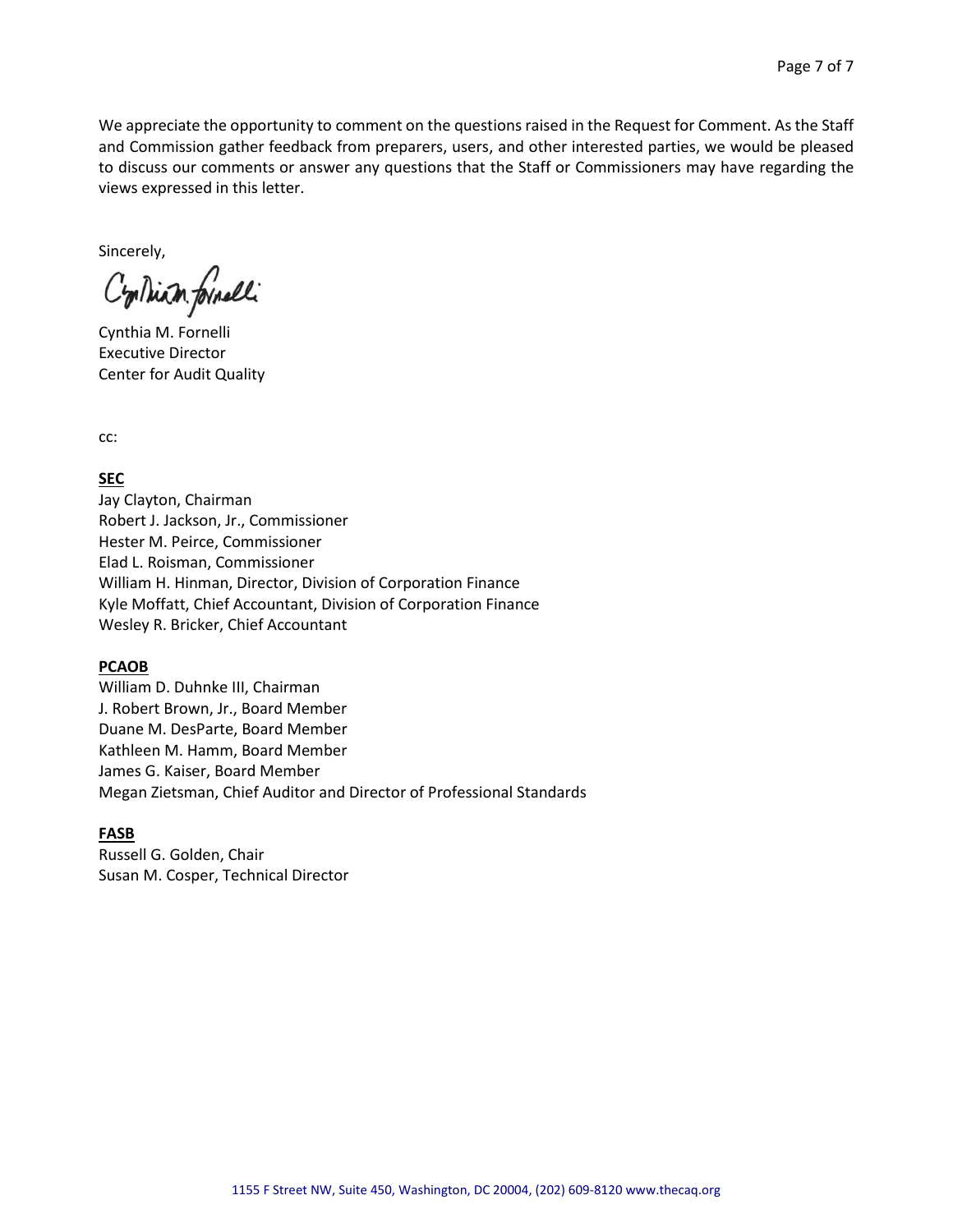We appreciate the opportunity to comment on the questions raised in the Request for Comment. As the Staff and Commission gather feedback from preparers, users, and other interested parties, we would be pleased to discuss our comments or answer any questions that the Staff or Commissioners may have regarding the views expressed in this letter.

Sincerely,

Cynthia M. Fornelli

Cynthia M. Fornelli
Executive Director
Center for Audit Quality

cc:

**SEC**
Jay Clayton, Chairman
Robert J. Jackson, Jr., Commissioner
Hester M. Peirce, Commissioner
Elad L. Roisman, Commissioner
William H. Hinman, Director, Division of Corporation Finance
Kyle Moffatt, Chief Accountant, Division of Corporation Finance
Wesley R. Bricker, Chief Accountant

**PCAOB**
William D. Duhnke III, Chairman
J. Robert Brown, Jr., Board Member
Duane M. DesParte, Board Member
Kathleen M. Hamm, Board Member
James G. Kaiser, Board Member
Megan Zietsman, Chief Auditor and Director of Professional Standards

**FASB**
Russell G. Golden, Chair
Susan M. Cosper, Technical Director